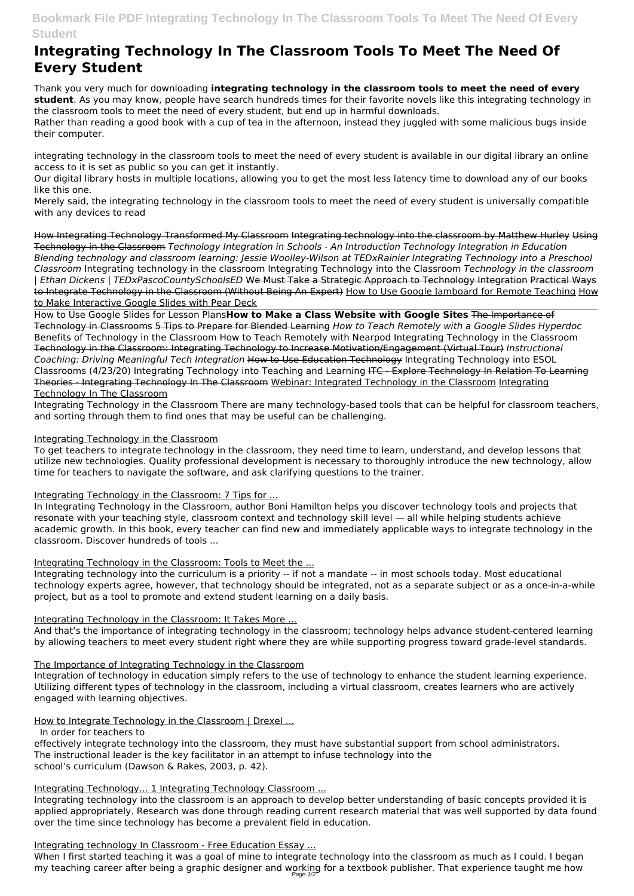# Integrating Technology In The Classroom Tools To Meet The Need Of Every Student

Thank you very much for downloading **integrating technology in the classroom tools to meet the need of every student**. As you may know, people have search hundreds times for their favorite novels like this integrating technology in the classroom tools to meet the need of every student, but end up in harmful downloads.

Rather than reading a good book with a cup of tea in the afternoon, instead they juggled with some malicious bugs inside their computer.

integrating technology in the classroom tools to meet the need of every student is available in our digital library an online access to it is set as public so you can get it instantly.

Our digital library hosts in multiple locations, allowing you to get the most less latency time to download any of our books like this one.

Merely said, the integrating technology in the classroom tools to meet the need of every student is universally compatible with any devices to read

How Integrating Technology Transformed My Classroom Integrating technology into the classroom by Matthew Hurley Using Technology in the Classroom *Technology Integration in Schools - An Introduction Technology Integration in Education Blending technology and classroom learning: Jessie Woolley-Wilson at TEDxRainier Integrating Technology into a Preschool Classroom* Integrating technology in the classroom Integrating Technology into the Classroom *Technology in the classroom | Ethan Dickens | TEDxPascoCountySchoolsED* We Must Take a Strategic Approach to Technology Integration Practical Ways to Integrate Technology in the Classroom (Without Being An Expert) How to Use Google Jamboard for Remote Teaching How to Make Interactive Google Slides with Pear Deck

How to Use Google Slides for Lesson Plans**How to Make a Class Website with Google Sites** The Importance of Technology in Classrooms 5 Tips to Prepare for Blended Learning *How to Teach Remotely with a Google Slides Hyperdoc* Benefits of Technology in the Classroom How to Teach Remotely with Nearpod Integrating Technology in the Classroom Technology in the Classroom: Integrating Technology to Increase Motivation/Engagement (Virtual Tour) *Instructional Coaching: Driving Meaningful Tech Integration* How to Use Education Technology Integrating Technology into ESOL Classrooms (4/23/20) Integrating Technology into Teaching and Learning ITC - Explore Technology In Relation To Learning Theories - Integrating Technology In The Classroom Webinar: Integrated Technology in the Classroom Integrating Technology In The Classroom

Integrating Technology in the Classroom There are many technology-based tools that can be helpful for classroom teachers, and sorting through them to find ones that may be useful can be challenging.

Integrating Technology in the Classroom

To get teachers to integrate technology in the classroom, they need time to learn, understand, and develop lessons that utilize new technologies. Quality professional development is necessary to thoroughly introduce the new technology, allow time for teachers to navigate the software, and ask clarifying questions to the trainer.

Integrating Technology in the Classroom: 7 Tips for ...

In Integrating Technology in the Classroom, author Boni Hamilton helps you discover technology tools and projects that resonate with your teaching style, classroom context and technology skill level — all while helping students achieve academic growth. In this book, every teacher can find new and immediately applicable ways to integrate technology in the classroom. Discover hundreds of tools ...

Integrating Technology in the Classroom: Tools to Meet the ...

Integrating technology into the curriculum is a priority -- if not a mandate -- in most schools today. Most educational technology experts agree, however, that technology should be integrated, not as a separate subject or as a once-in-a-while project, but as a tool to promote and extend student learning on a daily basis.

Integrating Technology in the Classroom: It Takes More ...

And that's the importance of integrating technology in the classroom; technology helps advance student-centered learning by allowing teachers to meet every student right where they are while supporting progress toward grade-level standards.

The Importance of Integrating Technology in the Classroom

Integration of technology in education simply refers to the use of technology to enhance the student learning experience. Utilizing different types of technology in the classroom, including a virtual classroom, creates learners who are actively engaged with learning objectives.

How to Integrate Technology in the Classroom | Drexel ...

In order for teachers to effectively integrate technology into the classroom, they must have substantial support from school administrators. The instructional leader is the key facilitator in an attempt to infuse technology into the school's curriculum (Dawson & Rakes, 2003, p. 42).

Integrating Technology… 1 Integrating Technology Classroom ...

Integrating technology into the classroom is an approach to develop better understanding of basic concepts provided it is applied appropriately. Research was done through reading current research material that was well supported by data found over the time since technology has become a prevalent field in education.

Integrating technology In Classroom - Free Education Essay ...

When I first started teaching it was a goal of mine to integrate technology into the classroom as much as I could. I began my teaching career after being a graphic designer and working for a textbook publisher. That experience taught me how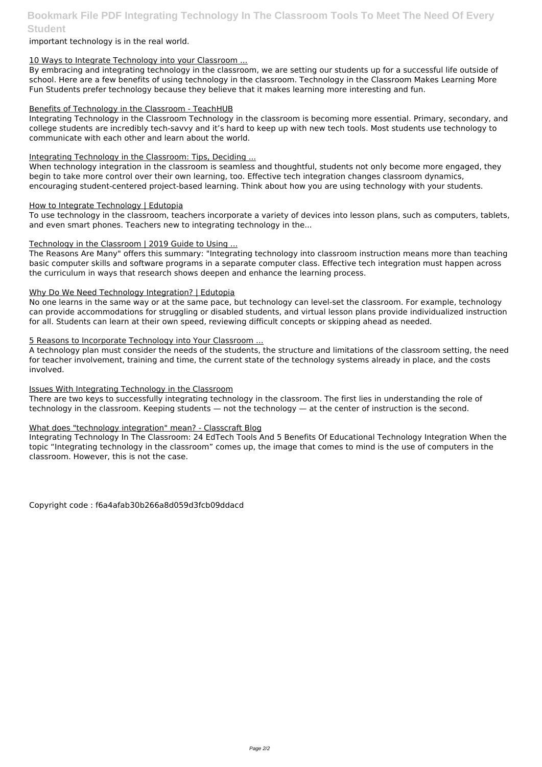important technology is in the real world.

## 10 Ways to Integrate Technology into your Classroom ...

By embracing and integrating technology in the classroom, we are setting our students up for a successful life outside of school. Here are a few benefits of using technology in the classroom. Technology in the Classroom Makes Learning More Fun Students prefer technology because they believe that it makes learning more interesting and fun.

## Benefits of Technology in the Classroom - TeachHUB

Integrating Technology in the Classroom Technology in the classroom is becoming more essential. Primary, secondary, and college students are incredibly tech-savvy and it's hard to keep up with new tech tools. Most students use technology to communicate with each other and learn about the world.

## Integrating Technology in the Classroom: Tips, Deciding ...

When technology integration in the classroom is seamless and thoughtful, students not only become more engaged, they begin to take more control over their own learning, too. Effective tech integration changes classroom dynamics, encouraging student-centered project-based learning. Think about how you are using technology with your students.

## How to Integrate Technology | Edutopia

To use technology in the classroom, teachers incorporate a variety of devices into lesson plans, such as computers, tablets, and even smart phones. Teachers new to integrating technology in the...

## Technology in the Classroom | 2019 Guide to Using ...

The Reasons Are Many" offers this summary: "Integrating technology into classroom instruction means more than teaching basic computer skills and software programs in a separate computer class. Effective tech integration must happen across the curriculum in ways that research shows deepen and enhance the learning process.

## Why Do We Need Technology Integration? | Edutopia

No one learns in the same way or at the same pace, but technology can level-set the classroom. For example, technology can provide accommodations for struggling or disabled students, and virtual lesson plans provide individualized instruction for all. Students can learn at their own speed, reviewing difficult concepts or skipping ahead as needed.

## 5 Reasons to Incorporate Technology into Your Classroom ...

A technology plan must consider the needs of the students, the structure and limitations of the classroom setting, the need for teacher involvement, training and time, the current state of the technology systems already in place, and the costs involved.

## Issues With Integrating Technology in the Classroom

There are two keys to successfully integrating technology in the classroom. The first lies in understanding the role of technology in the classroom. Keeping students — not the technology — at the center of instruction is the second.

## What does "technology integration" mean? - Classcraft Blog

Integrating Technology In The Classroom: 24 EdTech Tools And 5 Benefits Of Educational Technology Integration When the topic "Integrating technology in the classroom" comes up, the image that comes to mind is the use of computers in the classroom. However, this is not the case.

Copyright code : f6a4afab30b266a8d059d3fcb09ddacd